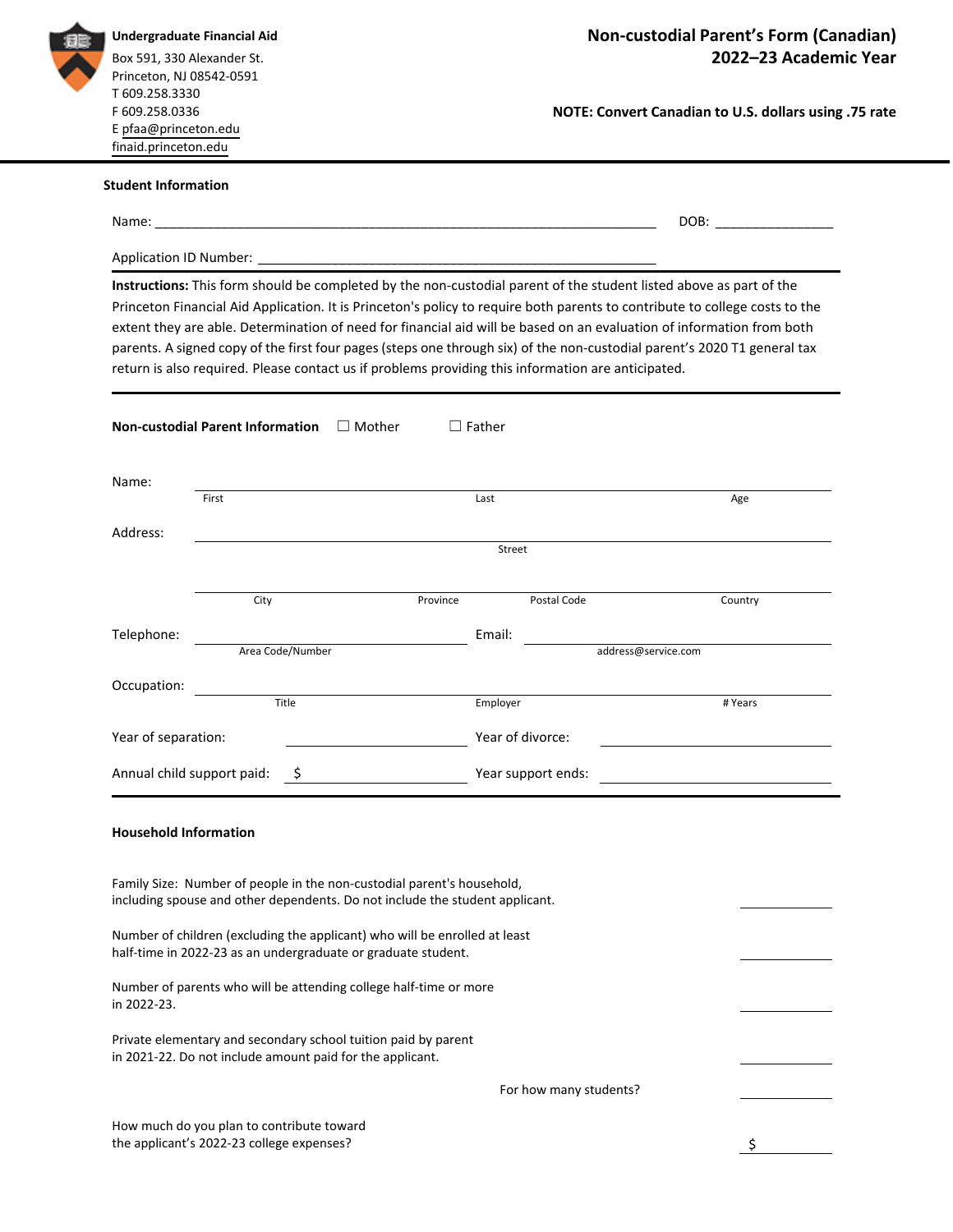**Undergraduate Financial Aid**
Box 591, 330 Alexander St.
Princeton, NJ 08542-0591
T 609.258.3330
F 609.258.0336
E pfaa@princeton.edu
finaid.princeton.edu

# Non-custodial Parent's Form (Canadian)
## 2022–23 Academic Year

**NOTE: Convert Canadian to U.S. dollars using .75 rate**

---

### Student Information

Name: ______________________________________________ DOB: _______________

Application ID Number: ______________________________________________

**Instructions:** This form should be completed by the non-custodial parent of the student listed above as part of the Princeton Financial Aid Application. It is Princeton's policy to require both parents to contribute to college costs to the extent they are able. Determination of need for financial aid will be based on an evaluation of information from both parents. A signed copy of the first four pages (steps one through six) of the non-custodial parent's 2020 T1 general tax return is also required. Please contact us if problems providing this information are anticipated.

---

**Non-custodial Parent Information** ☐ Mother ☐ Father

Name: ______________________________________________
First Last Age

Address: ______________________________________________
Street

______________________________________________
City Province Postal Code Country

Telephone: ______________________ Email: ______________________
Area Code/Number address@service.com

Occupation: ______________________________________________
Title Employer # Years

Year of separation: ______________ Year of divorce: ______________

Annual child support paid: $ ______________ Year support ends: ______________

---

### Household Information

Family Size: Number of people in the non-custodial parent's household, including spouse and other dependents. Do not include the student applicant. ______________

Number of children (excluding the applicant) who will be enrolled at least half-time in 2022-23 as an undergraduate or graduate student. ______________

Number of parents who will be attending college half-time or more in 2022-23. ______________

Private elementary and secondary school tuition paid by parent in 2021-22. Do not include amount paid for the applicant. ______________

For how many students? ______________

How much do you plan to contribute toward the applicant's 2022-23 college expenses? $ ______________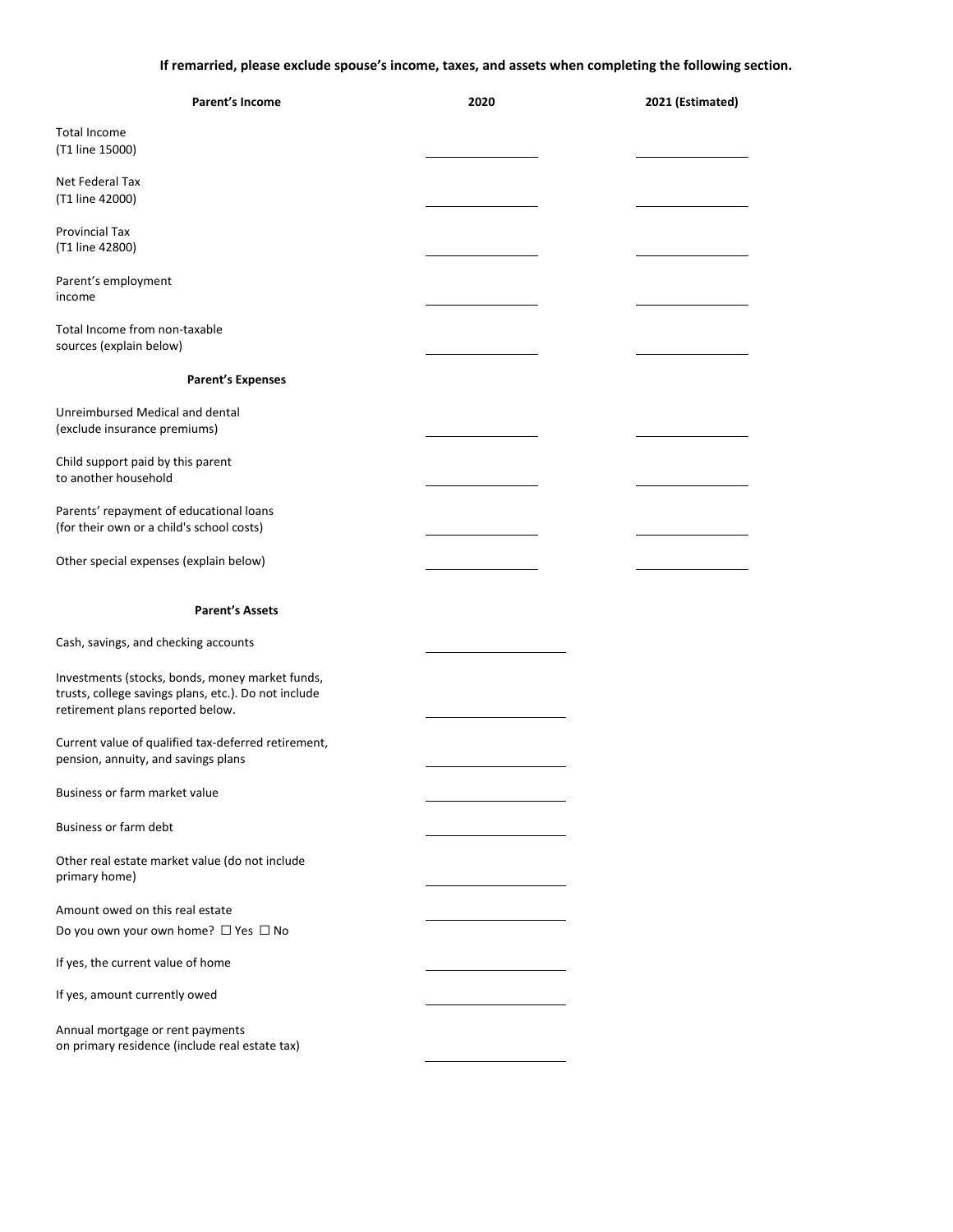**If remarried, please exclude spouse's income, taxes, and assets when completing the following section.**

| Parent's Income | 2020 | 2021 (Estimated) |
|---|---|---|
| Total Income (T1 line 15000) | | |
| Net Federal Tax (T1 line 42000) | | |
| Provincial Tax (T1 line 42800) | | |
| Parent's employment income | | |
| Total Income from non-taxable sources (explain below) | | |
| **Parent's Expenses** | | |
| Unreimbursed Medical and dental (exclude insurance premiums) | | |
| Child support paid by this parent to another household | | |
| Parents' repayment of educational loans (for their own or a child's school costs) | | |
| Other special expenses (explain below) | | |

| Parent's Assets | |
|---|---|
| Cash, savings, and checking accounts | |
| Investments (stocks, bonds, money market funds, trusts, college savings plans, etc.). Do not include retirement plans reported below. | |
| Current value of qualified tax-deferred retirement, pension, annuity, and savings plans | |
| Business or farm market value | |
| Business or farm debt | |
| Other real estate market value (do not include primary home) | |
| Amount owed on this real estate | |
| Do you own your own home? ☐ Yes ☐ No | |
| If yes, the current value of home | |
| If yes, amount currently owed | |
| Annual mortgage or rent payments on primary residence (include real estate tax) | |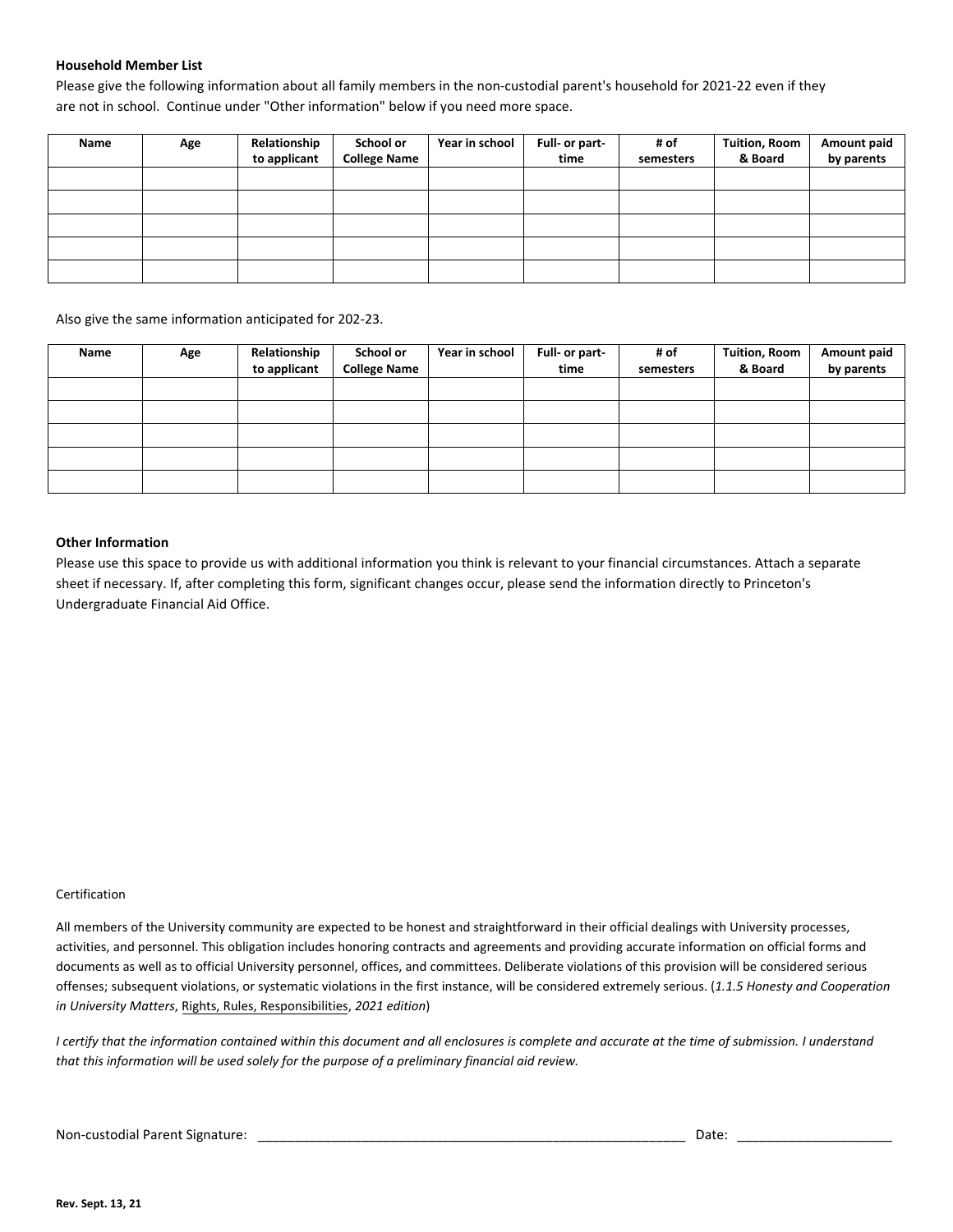**Household Member List**

Please give the following information about all family members in the non-custodial parent's household for 2021-22 even if they are not in school. Continue under "Other information" below if you need more space.

| Name | Age | Relationship to applicant | School or College Name | Year in school | Full- or part-time | # of semesters | Tuition, Room & Board | Amount paid by parents |
|---|---|---|---|---|---|---|---|---|
| | | | | | | | | |
| | | | | | | | | |
| | | | | | | | | |
| | | | | | | | | |
| | | | | | | | | |

Also give the same information anticipated for 202-23.

| Name | Age | Relationship to applicant | School or College Name | Year in school | Full- or part-time | # of semesters | Tuition, Room & Board | Amount paid by parents |
|---|---|---|---|---|---|---|---|---|
| | | | | | | | | |
| | | | | | | | | |
| | | | | | | | | |
| | | | | | | | | |
| | | | | | | | | |

**Other Information**

Please use this space to provide us with additional information you think is relevant to your financial circumstances. Attach a separate sheet if necessary. If, after completing this form, significant changes occur, please send the information directly to Princeton's Undergraduate Financial Aid Office.

Certification

All members of the University community are expected to be honest and straightforward in their official dealings with University processes, activities, and personnel. This obligation includes honoring contracts and agreements and providing accurate information on official forms and documents as well as to official University personnel, offices, and committees. Deliberate violations of this provision will be considered serious offenses; subsequent violations, or systematic violations in the first instance, will be considered extremely serious. (*1.1.5 Honesty and Cooperation in University Matters*, Rights, Rules, Responsibilities, *2021 edition*)

*I certify that the information contained within this document and all enclosures is complete and accurate at the time of submission. I understand that this information will be used solely for the purpose of a preliminary financial aid review.*

Non-custodial Parent Signature: ____________________________________________________________ Date: _____________________

**Rev. Sept. 13, 21**